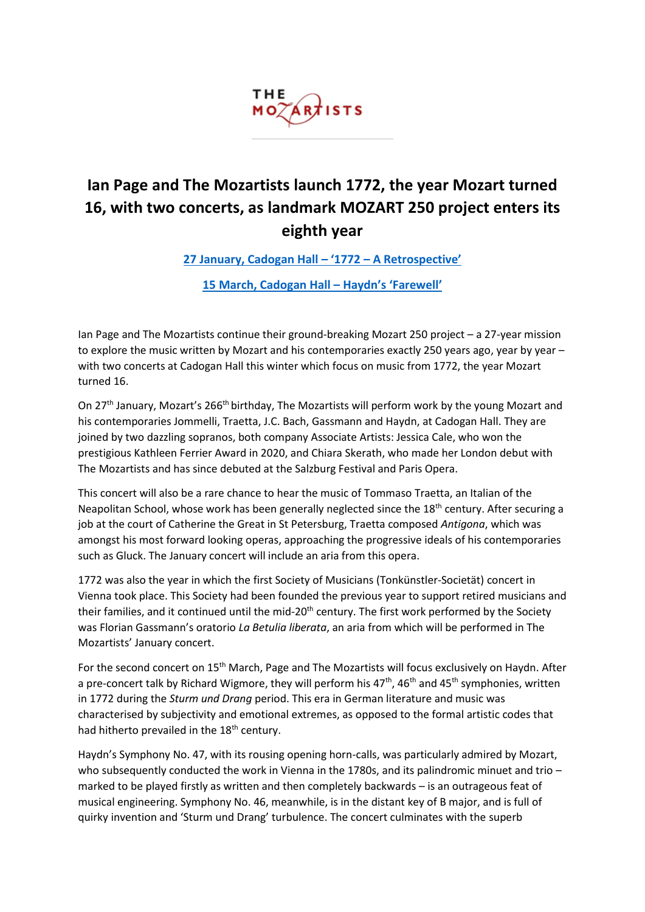THE MOZARTISTS

# Ian Page and The Mozartists launch 1772, the year Mozart turned 16, with two concerts, as landmark MOZART 250 project enters its eighth year

**27 January, Cadogan Hall – '1772 – A Retrospective'**

**15 March, Cadogan Hall – Haydn's 'Farewell'**

Ian Page and The Mozartists continue their ground-breaking Mozart 250 project – a 27-year mission to explore the music written by Mozart and his contemporaries exactly 250 years ago, year by year – with two concerts at Cadogan Hall this winter which focus on music from 1772, the year Mozart turned 16.

On 27th January, Mozart's 266th birthday, The Mozartists will perform work by the young Mozart and his contemporaries Jommelli, Traetta, J.C. Bach, Gassmann and Haydn, at Cadogan Hall. They are joined by two dazzling sopranos, both company Associate Artists: Jessica Cale, who won the prestigious Kathleen Ferrier Award in 2020, and Chiara Skerath, who made her London debut with The Mozartists and has since debuted at the Salzburg Festival and Paris Opera.

This concert will also be a rare chance to hear the music of Tommaso Traetta, an Italian of the Neapolitan School, whose work has been generally neglected since the 18th century. After securing a job at the court of Catherine the Great in St Petersburg, Traetta composed *Antigona*, which was amongst his most forward looking operas, approaching the progressive ideals of his contemporaries such as Gluck. The January concert will include an aria from this opera.

1772 was also the year in which the first Society of Musicians (Tonkünstler-Societät) concert in Vienna took place. This Society had been founded the previous year to support retired musicians and their families, and it continued until the mid-20th century. The first work performed by the Society was Florian Gassmann's oratorio *La Betulia liberata*, an aria from which will be performed in The Mozartists' January concert.

For the second concert on 15th March, Page and The Mozartists will focus exclusively on Haydn. After a pre-concert talk by Richard Wigmore, they will perform his 47th, 46th and 45th symphonies, written in 1772 during the *Sturm und Drang* period. This era in German literature and music was characterised by subjectivity and emotional extremes, as opposed to the formal artistic codes that had hitherto prevailed in the 18th century.

Haydn's Symphony No. 47, with its rousing opening horn-calls, was particularly admired by Mozart, who subsequently conducted the work in Vienna in the 1780s, and its palindromic minuet and trio – marked to be played firstly as written and then completely backwards – is an outrageous feat of musical engineering. Symphony No. 46, meanwhile, is in the distant key of B major, and is full of quirky invention and 'Sturm und Drang' turbulence. The concert culminates with the superb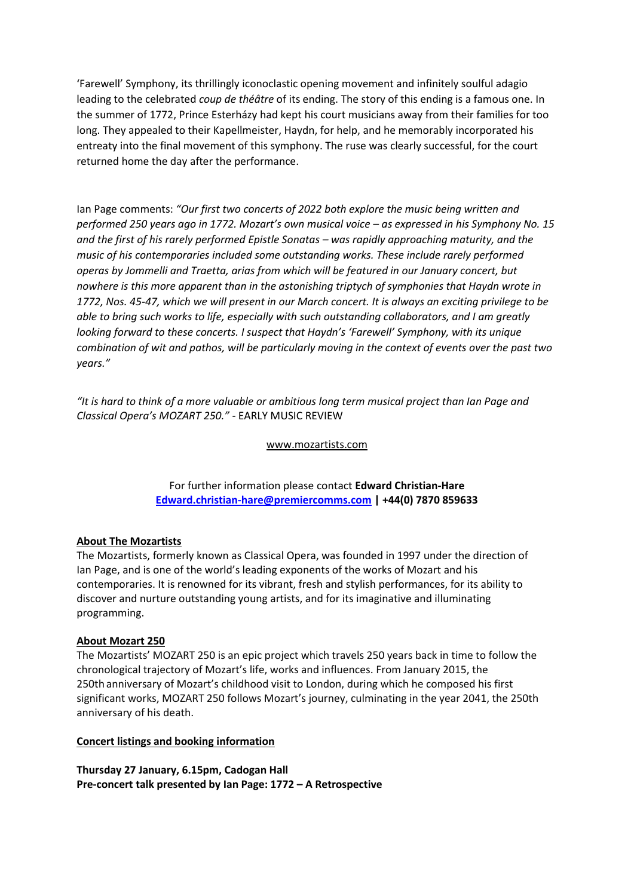'Farewell' Symphony, its thrillingly iconoclastic opening movement and infinitely soulful adagio leading to the celebrated *coup de théâtre* of its ending. The story of this ending is a famous one. In the summer of 1772, Prince Esterházy had kept his court musicians away from their families for too long. They appealed to their Kapellmeister, Haydn, for help, and he memorably incorporated his entreaty into the final movement of this symphony. The ruse was clearly successful, for the court returned home the day after the performance.

Ian Page comments: *"Our first two concerts of 2022 both explore the music being written and performed 250 years ago in 1772. Mozart's own musical voice – as expressed in his Symphony No. 15 and the first of his rarely performed Epistle Sonatas – was rapidly approaching maturity, and the music of his contemporaries included some outstanding works. These include rarely performed operas by Jommelli and Traetta, arias from which will be featured in our January concert, but nowhere is this more apparent than in the astonishing triptych of symphonies that Haydn wrote in 1772, Nos. 45-47, which we will present in our March concert. It is always an exciting privilege to be able to bring such works to life, especially with such outstanding collaborators, and I am greatly looking forward to these concerts. I suspect that Haydn's 'Farewell' Symphony, with its unique combination of wit and pathos, will be particularly moving in the context of events over the past two years."*

*"It is hard to think of a more valuable or ambitious long term musical project than Ian Page and Classical Opera's MOZART 250."* - EARLY MUSIC REVIEW

www.mozartists.com

For further information please contact **Edward Christian-Hare**
**Edward.christian-hare@premiercomms.com | +44(0) 7870 859633**

**About The Mozartists**

The Mozartists, formerly known as Classical Opera, was founded in 1997 under the direction of Ian Page, and is one of the world's leading exponents of the works of Mozart and his contemporaries. It is renowned for its vibrant, fresh and stylish performances, for its ability to discover and nurture outstanding young artists, and for its imaginative and illuminating programming.

**About Mozart 250**

The Mozartists' MOZART 250 is an epic project which travels 250 years back in time to follow the chronological trajectory of Mozart's life, works and influences. From January 2015, the 250th anniversary of Mozart's childhood visit to London, during which he composed his first significant works, MOZART 250 follows Mozart's journey, culminating in the year 2041, the 250th anniversary of his death.

**Concert listings and booking information**

**Thursday 27 January, 6.15pm, Cadogan Hall**
**Pre-concert talk presented by Ian Page: 1772 – A Retrospective**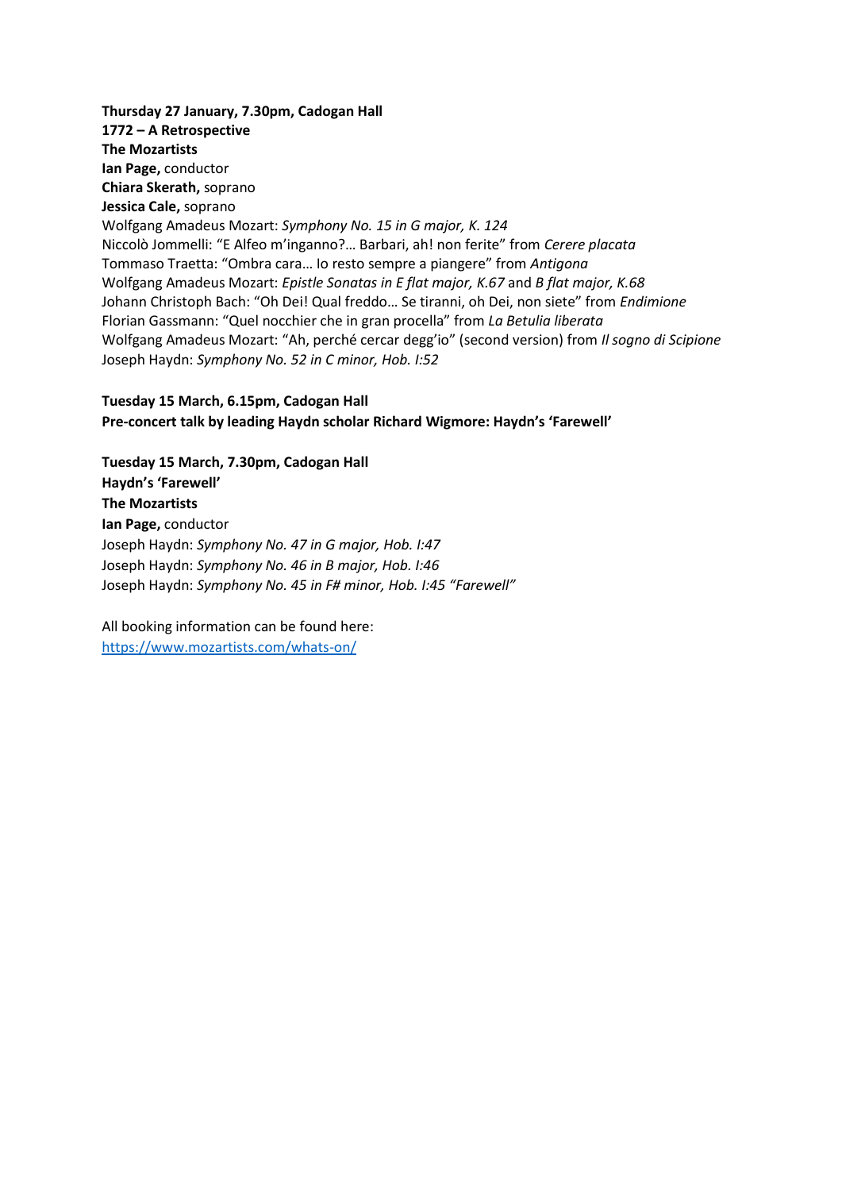**Thursday 27 January, 7.30pm, Cadogan Hall**
**1772 – A Retrospective**
**The Mozartists**
**Ian Page,** conductor
**Chiara Skerath,** soprano
**Jessica Cale,** soprano
Wolfgang Amadeus Mozart: *Symphony No. 15 in G major, K. 124*
Niccolò Jommelli: "E Alfeo m'inganno?… Barbari, ah! non ferite" from *Cerere placata*
Tommaso Traetta: "Ombra cara… Io resto sempre a piangere" from *Antigona*
Wolfgang Amadeus Mozart: *Epistle Sonatas in E flat major, K.67* and *B flat major, K.68*
Johann Christoph Bach: "Oh Dei! Qual freddo… Se tiranni, oh Dei, non siete" from *Endimione*
Florian Gassmann: "Quel nocchier che in gran procella" from *La Betulia liberata*
Wolfgang Amadeus Mozart: "Ah, perché cercar degg'io" (second version) from *Il sogno di Scipione*
Joseph Haydn: *Symphony No. 52 in C minor, Hob. I:52*

**Tuesday 15 March, 6.15pm, Cadogan Hall**
**Pre-concert talk by leading Haydn scholar Richard Wigmore: Haydn's 'Farewell'**

**Tuesday 15 March, 7.30pm, Cadogan Hall**
**Haydn's 'Farewell'**
**The Mozartists**
**Ian Page,** conductor
Joseph Haydn: *Symphony No. 47 in G major, Hob. I:47*
Joseph Haydn: *Symphony No. 46 in B major, Hob. I:46*
Joseph Haydn: *Symphony No. 45 in F# minor, Hob. I:45 "Farewell"*

All booking information can be found here:
[https://www.mozartists.com/whats-on/](https://www.mozartists.com/whats-on/)